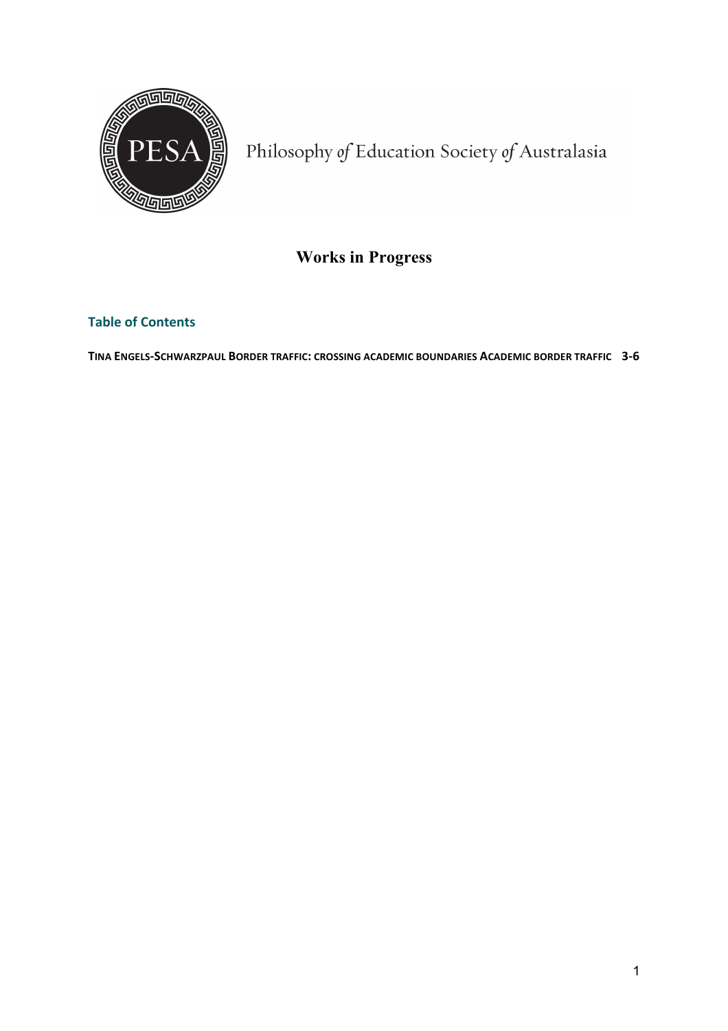PESA

Philosophy *of* Education Society *of* Australasia

# Works in Progress

## Table of Contents

**TINA ENGELS-SCHWARZPAUL BORDER TRAFFIC: CROSSING ACADEMIC BOUNDARIES ACADEMIC BORDER TRAFFIC 3-6**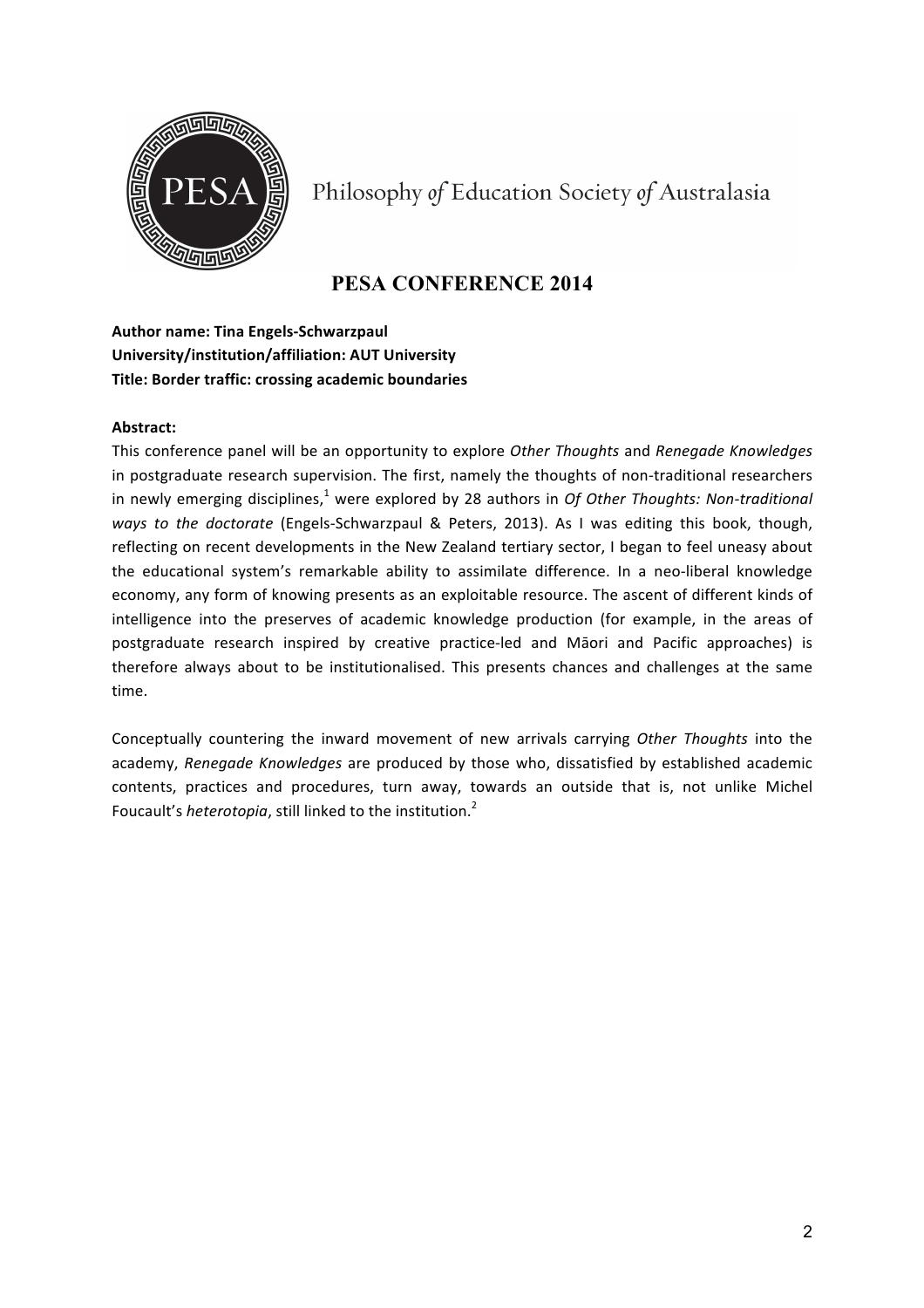Philosophy *of* Education Society *of* Australasia

## PESA CONFERENCE 2014

**Author name: Tina Engels-Schwarzpaul**
**University/institution/affiliation: AUT University**
**Title: Border traffic: crossing academic boundaries**

**Abstract:**

This conference panel will be an opportunity to explore *Other Thoughts* and *Renegade Knowledges* in postgraduate research supervision. The first, namely the thoughts of non-traditional researchers in newly emerging disciplines,[1] were explored by 28 authors in *Of Other Thoughts: Non-traditional ways to the doctorate* (Engels-Schwarzpaul & Peters, 2013). As I was editing this book, though, reflecting on recent developments in the New Zealand tertiary sector, I began to feel uneasy about the educational system's remarkable ability to assimilate difference. In a neo-liberal knowledge economy, any form of knowing presents as an exploitable resource. The ascent of different kinds of intelligence into the preserves of academic knowledge production (for example, in the areas of postgraduate research inspired by creative practice-led and Māori and Pacific approaches) is therefore always about to be institutionalised. This presents chances and challenges at the same time.

Conceptually countering the inward movement of new arrivals carrying *Other Thoughts* into the academy, *Renegade Knowledges* are produced by those who, dissatisfied by established academic contents, practices and procedures, turn away, towards an outside that is, not unlike Michel Foucault's *heterotopia*, still linked to the institution.[2]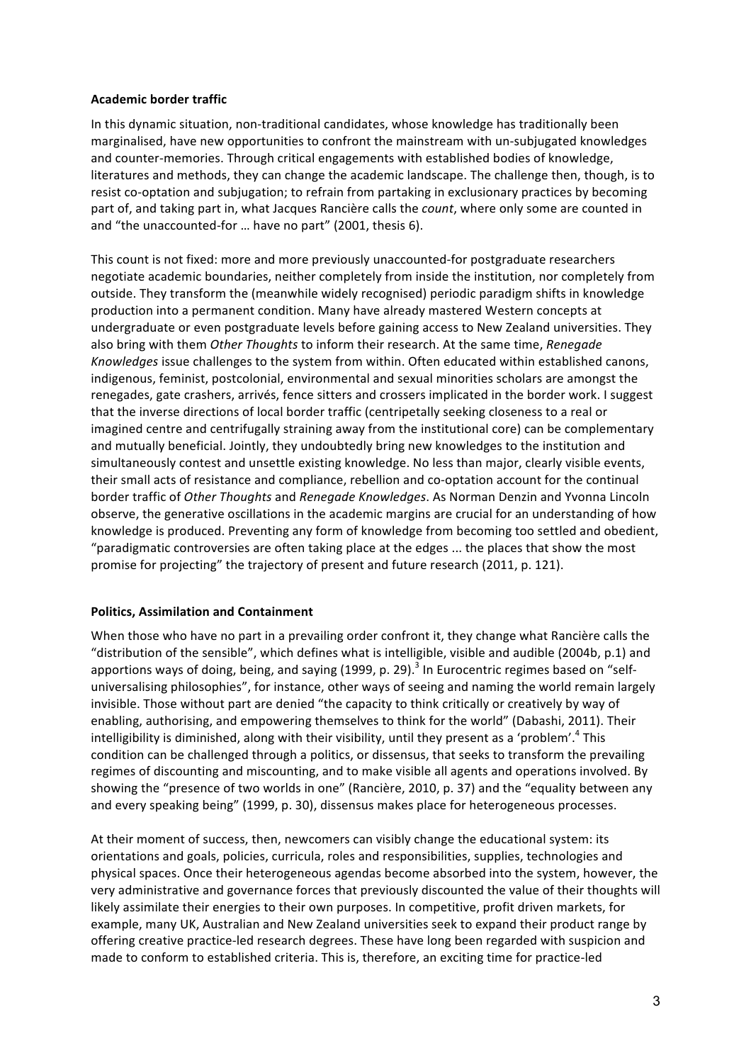**Academic border traffic**

In this dynamic situation, non-traditional candidates, whose knowledge has traditionally been marginalised, have new opportunities to confront the mainstream with un-subjugated knowledges and counter-memories. Through critical engagements with established bodies of knowledge, literatures and methods, they can change the academic landscape. The challenge then, though, is to resist co-optation and subjugation; to refrain from partaking in exclusionary practices by becoming part of, and taking part in, what Jacques Rancière calls the *count*, where only some are counted in and "the unaccounted-for … have no part" (2001, thesis 6).

This count is not fixed: more and more previously unaccounted-for postgraduate researchers negotiate academic boundaries, neither completely from inside the institution, nor completely from outside. They transform the (meanwhile widely recognised) periodic paradigm shifts in knowledge production into a permanent condition. Many have already mastered Western concepts at undergraduate or even postgraduate levels before gaining access to New Zealand universities. They also bring with them *Other Thoughts* to inform their research. At the same time, *Renegade Knowledges* issue challenges to the system from within. Often educated within established canons, indigenous, feminist, postcolonial, environmental and sexual minorities scholars are amongst the renegades, gate crashers, arrivés, fence sitters and crossers implicated in the border work. I suggest that the inverse directions of local border traffic (centripetally seeking closeness to a real or imagined centre and centrifugally straining away from the institutional core) can be complementary and mutually beneficial. Jointly, they undoubtedly bring new knowledges to the institution and simultaneously contest and unsettle existing knowledge. No less than major, clearly visible events, their small acts of resistance and compliance, rebellion and co-optation account for the continual border traffic of *Other Thoughts* and *Renegade Knowledges*. As Norman Denzin and Yvonna Lincoln observe, the generative oscillations in the academic margins are crucial for an understanding of how knowledge is produced. Preventing any form of knowledge from becoming too settled and obedient, "paradigmatic controversies are often taking place at the edges ... the places that show the most promise for projecting" the trajectory of present and future research (2011, p. 121).

**Politics, Assimilation and Containment**

When those who have no part in a prevailing order confront it, they change what Rancière calls the "distribution of the sensible", which defines what is intelligible, visible and audible (2004b, p.1) and apportions ways of doing, being, and saying (1999, p. 29).[3] In Eurocentric regimes based on "self-universalising philosophies", for instance, other ways of seeing and naming the world remain largely invisible. Those without part are denied "the capacity to think critically or creatively by way of enabling, authorising, and empowering themselves to think for the world" (Dabashi, 2011). Their intelligibility is diminished, along with their visibility, until they present as a 'problem'.[4] This condition can be challenged through a politics, or dissensus, that seeks to transform the prevailing regimes of discounting and miscounting, and to make visible all agents and operations involved. By showing the "presence of two worlds in one" (Rancière, 2010, p. 37) and the "equality between any and every speaking being" (1999, p. 30), dissensus makes place for heterogeneous processes.

At their moment of success, then, newcomers can visibly change the educational system: its orientations and goals, policies, curricula, roles and responsibilities, supplies, technologies and physical spaces. Once their heterogeneous agendas become absorbed into the system, however, the very administrative and governance forces that previously discounted the value of their thoughts will likely assimilate their energies to their own purposes. In competitive, profit driven markets, for example, many UK, Australian and New Zealand universities seek to expand their product range by offering creative practice-led research degrees. These have long been regarded with suspicion and made to conform to established criteria. This is, therefore, an exciting time for practice-led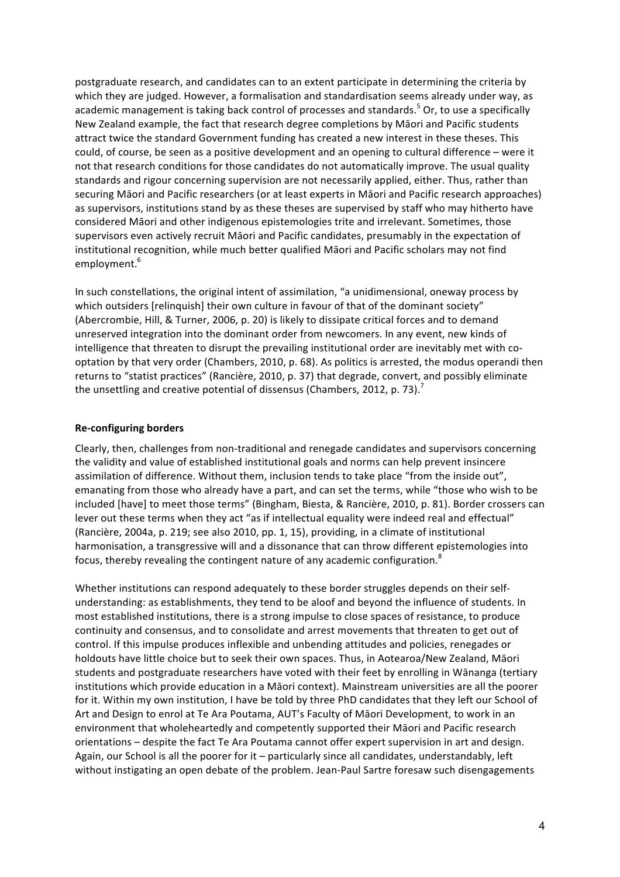postgraduate research, and candidates can to an extent participate in determining the criteria by which they are judged. However, a formalisation and standardisation seems already under way, as academic management is taking back control of processes and standards.[5] Or, to use a specifically New Zealand example, the fact that research degree completions by Māori and Pacific students attract twice the standard Government funding has created a new interest in these theses. This could, of course, be seen as a positive development and an opening to cultural difference – were it not that research conditions for those candidates do not automatically improve. The usual quality standards and rigour concerning supervision are not necessarily applied, either. Thus, rather than securing Māori and Pacific researchers (or at least experts in Māori and Pacific research approaches) as supervisors, institutions stand by as these theses are supervised by staff who may hitherto have considered Māori and other indigenous epistemologies trite and irrelevant. Sometimes, those supervisors even actively recruit Māori and Pacific candidates, presumably in the expectation of institutional recognition, while much better qualified Māori and Pacific scholars may not find employment.[6]

In such constellations, the original intent of assimilation, "a unidimensional, oneway process by which outsiders [relinquish] their own culture in favour of that of the dominant society" (Abercrombie, Hill, & Turner, 2006, p. 20) is likely to dissipate critical forces and to demand unreserved integration into the dominant order from newcomers. In any event, new kinds of intelligence that threaten to disrupt the prevailing institutional order are inevitably met with co-optation by that very order (Chambers, 2010, p. 68). As politics is arrested, the modus operandi then returns to "statist practices" (Rancière, 2010, p. 37) that degrade, convert, and possibly eliminate the unsettling and creative potential of dissensus (Chambers, 2012, p. 73).[7]

**Re-configuring borders**

Clearly, then, challenges from non-traditional and renegade candidates and supervisors concerning the validity and value of established institutional goals and norms can help prevent insincere assimilation of difference. Without them, inclusion tends to take place "from the inside out", emanating from those who already have a part, and can set the terms, while "those who wish to be included [have] to meet those terms" (Bingham, Biesta, & Rancière, 2010, p. 81). Border crossers can lever out these terms when they act "as if intellectual equality were indeed real and effectual" (Rancière, 2004a, p. 219; see also 2010, pp. 1, 15), providing, in a climate of institutional harmonisation, a transgressive will and a dissonance that can throw different epistemologies into focus, thereby revealing the contingent nature of any academic configuration.[8]

Whether institutions can respond adequately to these border struggles depends on their self-understanding: as establishments, they tend to be aloof and beyond the influence of students. In most established institutions, there is a strong impulse to close spaces of resistance, to produce continuity and consensus, and to consolidate and arrest movements that threaten to get out of control. If this impulse produces inflexible and unbending attitudes and policies, renegades or holdouts have little choice but to seek their own spaces. Thus, in Aotearoa/New Zealand, Māori students and postgraduate researchers have voted with their feet by enrolling in Wānanga (tertiary institutions which provide education in a Māori context). Mainstream universities are all the poorer for it. Within my own institution, I have be told by three PhD candidates that they left our School of Art and Design to enrol at Te Ara Poutama, AUT's Faculty of Māori Development, to work in an environment that wholeheartedly and competently supported their Māori and Pacific research orientations – despite the fact Te Ara Poutama cannot offer expert supervision in art and design. Again, our School is all the poorer for it – particularly since all candidates, understandably, left without instigating an open debate of the problem. Jean-Paul Sartre foresaw such disengagements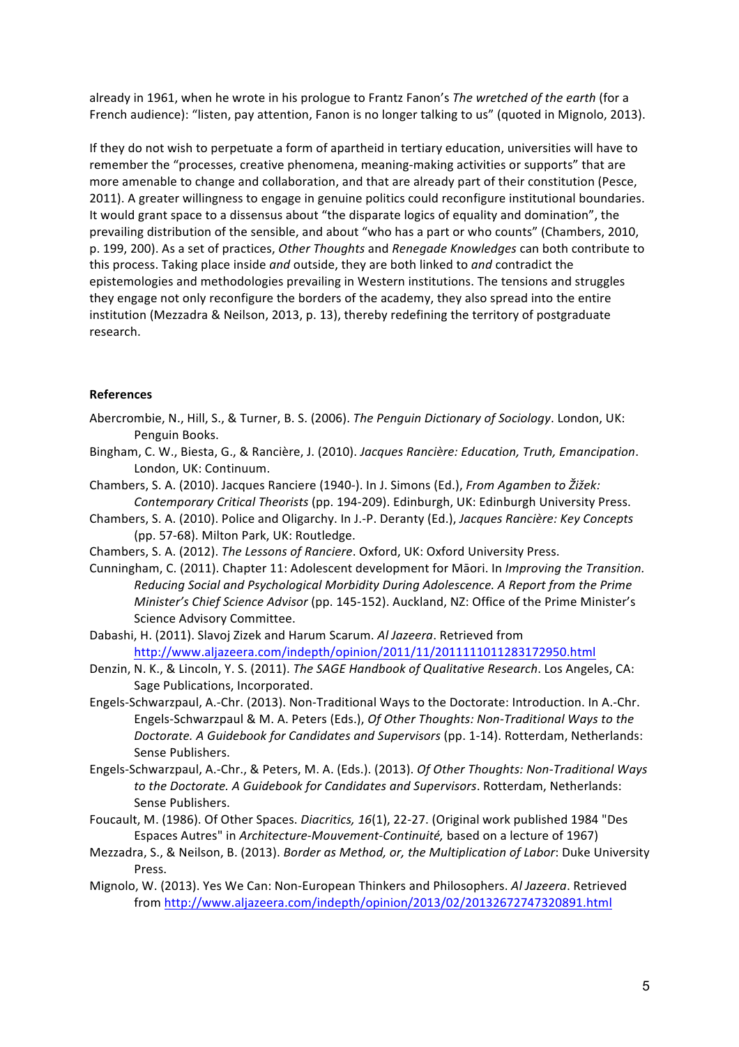already in 1961, when he wrote in his prologue to Frantz Fanon's *The wretched of the earth* (for a French audience): "listen, pay attention, Fanon is no longer talking to us" (quoted in Mignolo, 2013).

If they do not wish to perpetuate a form of apartheid in tertiary education, universities will have to remember the "processes, creative phenomena, meaning-making activities or supports" that are more amenable to change and collaboration, and that are already part of their constitution (Pesce, 2011). A greater willingness to engage in genuine politics could reconfigure institutional boundaries. It would grant space to a dissensus about "the disparate logics of equality and domination", the prevailing distribution of the sensible, and about "who has a part or who counts" (Chambers, 2010, p. 199, 200). As a set of practices, *Other Thoughts* and *Renegade Knowledges* can both contribute to this process. Taking place inside *and* outside, they are both linked to *and* contradict the epistemologies and methodologies prevailing in Western institutions. The tensions and struggles they engage not only reconfigure the borders of the academy, they also spread into the entire institution (Mezzadra & Neilson, 2013, p. 13), thereby redefining the territory of postgraduate research.

**References**

Abercrombie, N., Hill, S., & Turner, B. S. (2006). *The Penguin Dictionary of Sociology*. London, UK: Penguin Books.

Bingham, C. W., Biesta, G., & Rancière, J. (2010). *Jacques Rancière: Education, Truth, Emancipation*. London, UK: Continuum.

Chambers, S. A. (2010). Jacques Ranciere (1940-). In J. Simons (Ed.), *From Agamben to Žižek: Contemporary Critical Theorists* (pp. 194-209). Edinburgh, UK: Edinburgh University Press.

Chambers, S. A. (2010). Police and Oligarchy. In J.-P. Deranty (Ed.), *Jacques Rancière: Key Concepts* (pp. 57-68). Milton Park, UK: Routledge.

Chambers, S. A. (2012). *The Lessons of Ranciere*. Oxford, UK: Oxford University Press.

Cunningham, C. (2011). Chapter 11: Adolescent development for Māori. In *Improving the Transition. Reducing Social and Psychological Morbidity During Adolescence. A Report from the Prime Minister's Chief Science Advisor* (pp. 145-152). Auckland, NZ: Office of the Prime Minister's Science Advisory Committee.

Dabashi, H. (2011). Slavoj Zizek and Harum Scarum. *Al Jazeera*. Retrieved from http://www.aljazeera.com/indepth/opinion/2011/11/2011111011283172950.html

Denzin, N. K., & Lincoln, Y. S. (2011). *The SAGE Handbook of Qualitative Research*. Los Angeles, CA: Sage Publications, Incorporated.

Engels-Schwarzpaul, A.-Chr. (2013). Non-Traditional Ways to the Doctorate: Introduction. In A.-Chr. Engels-Schwarzpaul & M. A. Peters (Eds.), *Of Other Thoughts: Non-Traditional Ways to the Doctorate. A Guidebook for Candidates and Supervisors* (pp. 1-14). Rotterdam, Netherlands: Sense Publishers.

Engels-Schwarzpaul, A.-Chr., & Peters, M. A. (Eds.). (2013). *Of Other Thoughts: Non-Traditional Ways to the Doctorate. A Guidebook for Candidates and Supervisors*. Rotterdam, Netherlands: Sense Publishers.

Foucault, M. (1986). Of Other Spaces. *Diacritics, 16*(1), 22-27. (Original work published 1984 "Des Espaces Autres" in *Architecture-Mouvement-Continuité,* based on a lecture of 1967)

Mezzadra, S., & Neilson, B. (2013). *Border as Method, or, the Multiplication of Labor*: Duke University Press.

Mignolo, W. (2013). Yes We Can: Non-European Thinkers and Philosophers. *Al Jazeera*. Retrieved from http://www.aljazeera.com/indepth/opinion/2013/02/20132672747320891.html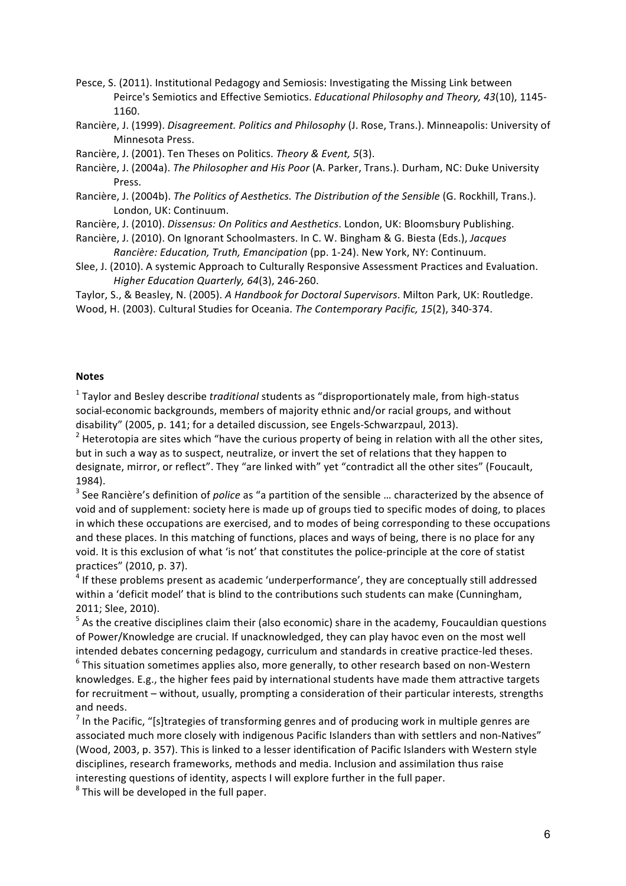Pesce, S. (2011). Institutional Pedagogy and Semiosis: Investigating the Missing Link between Peirce's Semiotics and Effective Semiotics. *Educational Philosophy and Theory, 43*(10), 1145-1160.

Rancière, J. (1999). *Disagreement. Politics and Philosophy* (J. Rose, Trans.). Minneapolis: University of Minnesota Press.

Rancière, J. (2001). Ten Theses on Politics. *Theory & Event, 5*(3).

Rancière, J. (2004a). *The Philosopher and His Poor* (A. Parker, Trans.). Durham, NC: Duke University Press.

Rancière, J. (2004b). *The Politics of Aesthetics. The Distribution of the Sensible* (G. Rockhill, Trans.). London, UK: Continuum.

Rancière, J. (2010). *Dissensus: On Politics and Aesthetics*. London, UK: Bloomsbury Publishing.

Rancière, J. (2010). On Ignorant Schoolmasters. In C. W. Bingham & G. Biesta (Eds.), *Jacques Rancière: Education, Truth, Emancipation* (pp. 1-24). New York, NY: Continuum.

Slee, J. (2010). A systemic Approach to Culturally Responsive Assessment Practices and Evaluation. *Higher Education Quarterly, 64*(3), 246-260.

Taylor, S., & Beasley, N. (2005). *A Handbook for Doctoral Supervisors*. Milton Park, UK: Routledge.

Wood, H. (2003). Cultural Studies for Oceania. *The Contemporary Pacific, 15*(2), 340-374.

**Notes**

[1] Taylor and Besley describe *traditional* students as "disproportionately male, from high-status social-economic backgrounds, members of majority ethnic and/or racial groups, and without disability" (2005, p. 141; for a detailed discussion, see Engels-Schwarzpaul, 2013).

[2] Heterotopia are sites which "have the curious property of being in relation with all the other sites, but in such a way as to suspect, neutralize, or invert the set of relations that they happen to designate, mirror, or reflect". They "are linked with" yet "contradict all the other sites" (Foucault, 1984).

[3] See Rancière's definition of *police* as "a partition of the sensible … characterized by the absence of void and of supplement: society here is made up of groups tied to specific modes of doing, to places in which these occupations are exercised, and to modes of being corresponding to these occupations and these places. In this matching of functions, places and ways of being, there is no place for any void. It is this exclusion of what 'is not' that constitutes the police-principle at the core of statist practices" (2010, p. 37).

[4] If these problems present as academic 'underperformance', they are conceptually still addressed within a 'deficit model' that is blind to the contributions such students can make (Cunningham, 2011; Slee, 2010).

[5] As the creative disciplines claim their (also economic) share in the academy, Foucauldian questions of Power/Knowledge are crucial. If unacknowledged, they can play havoc even on the most well intended debates concerning pedagogy, curriculum and standards in creative practice-led theses.

[6] This situation sometimes applies also, more generally, to other research based on non-Western knowledges. E.g., the higher fees paid by international students have made them attractive targets for recruitment – without, usually, prompting a consideration of their particular interests, strengths and needs.

[7] In the Pacific, "[s]trategies of transforming genres and of producing work in multiple genres are associated much more closely with indigenous Pacific Islanders than with settlers and non-Natives" (Wood, 2003, p. 357). This is linked to a lesser identification of Pacific Islanders with Western style disciplines, research frameworks, methods and media. Inclusion and assimilation thus raise interesting questions of identity, aspects I will explore further in the full paper.

[8] This will be developed in the full paper.